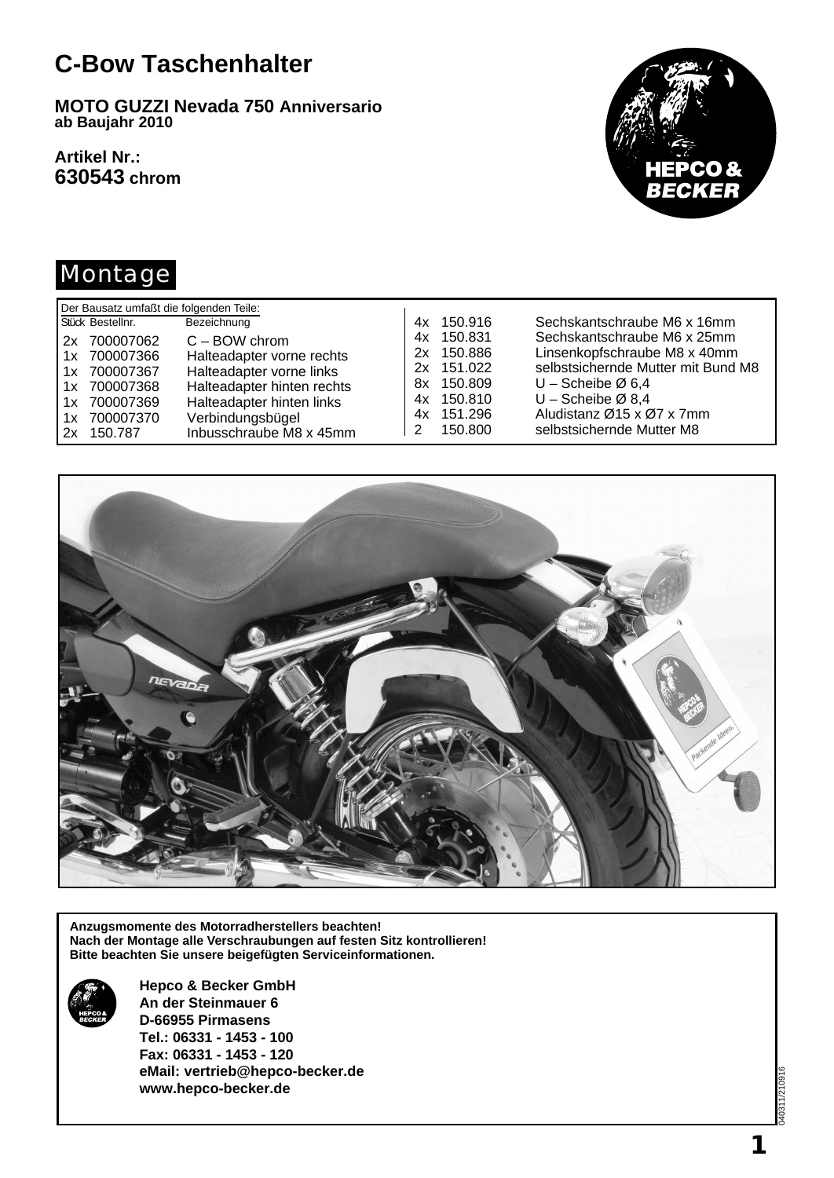# C-Bow Taschenhalter

**MOTO GUZZI Nevada 750 Anniversario**
**ab Baujahr 2010**

**Artikel Nr.:**
**630543 chrom**

## Montage

Der Bausatz umfaßt die folgenden Teile:

| Stück | Bestellnr. | Bezeichnung |
|---|---|---|
| 2x | 700007062 | C – BOW chrom |
| 1x | 700007366 | Halteadapter vorne rechts |
| 1x | 700007367 | Halteadapter vorne links |
| 1x | 700007368 | Halteadapter hinten rechts |
| 1x | 700007369 | Halteadapter hinten links |
| 1x | 700007370 | Verbindungsbügel |
| 2x | 150.787 | Inbusschraube M8 x 45mm |
| 4x | 150.916 | Sechskantschraube M6 x 16mm |
| 4x | 150.831 | Sechskantschraube M6 x 25mm |
| 2x | 150.886 | Linsenkopfschraube M8 x 40mm |
| 2x | 151.022 | selbstsichernde Mutter mit Bund M8 |
| 8x | 150.809 | U – Scheibe Ø 6,4 |
| 4x | 150.810 | U – Scheibe Ø 8,4 |
| 4x | 151.296 | Aludistanz Ø15 x Ø7 x 7mm |
| 2 | 150.800 | selbstsichernde Mutter M8 |

**Anzugsmomente des Motorradherstellers beachten!**
**Nach der Montage alle Verschraubungen auf festen Sitz kontrollieren!**
**Bitte beachten Sie unsere beigefügten Serviceinformationen.**

**Hepco & Becker GmbH**
**An der Steinmauer 6**
**D-66955 Pirmasens**
**Tel.: 06331 - 1453 - 100**
**Fax: 06331 - 1453 - 120**
**eMail: vertrieb@hepco-becker.de**
**www.hepco-becker.de**

040311/210916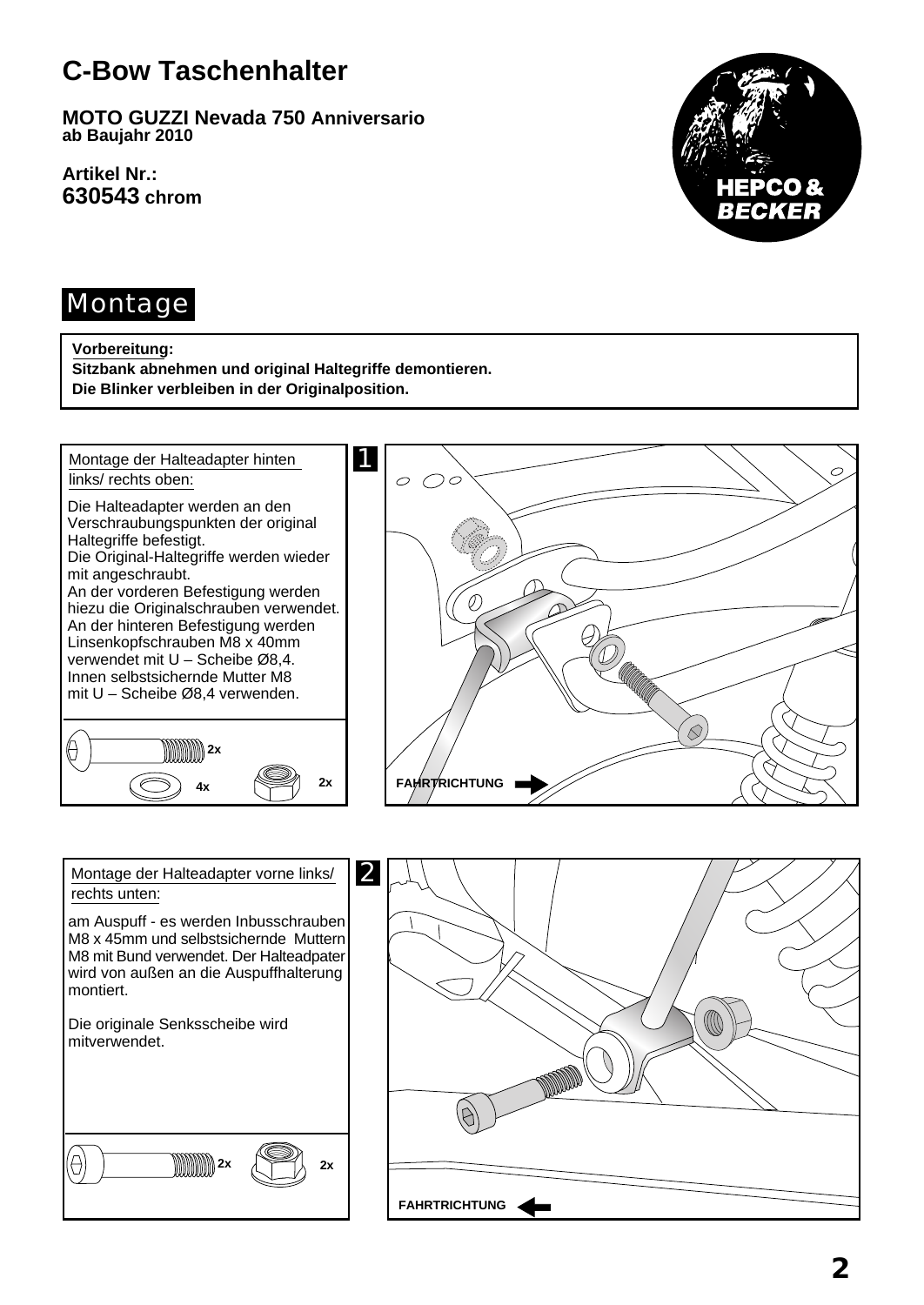# C-Bow Taschenhalter

**MOTO GUZZI Nevada 750 Anniversario**
**ab Baujahr 2010**

**Artikel Nr.:**
**630543 chrom**

## Montage

**Vorbereitung:**
**Sitzbank abnehmen und original Haltegriffe demontieren.**
**Die Blinker verbleiben in der Originalposition.**

### 1

Montage der Halteadapter hinten links/ rechts oben:

Die Halteadapter werden an den Verschraubungspunkten der original Haltegriffe befestigt.
Die Original-Haltegriffe werden wieder mit angeschraubt.
An der vorderen Befestigung werden hiezu die Originalschrauben verwendet.
An der hinteren Befestigung werden Linsenkopfschrauben M8 x 40mm verwendet mit U – Scheibe Ø8,4.
Innen selbstsichernde Mutter M8 mit U – Scheibe Ø8,4 verwenden.

2x
4x
2x

FAHRTRICHTUNG

### 2

Montage der Halteadapter vorne links/ rechts unten:

am Auspuff - es werden Inbusschrauben M8 x 45mm und selbstsichernde Muttern M8 mit Bund verwendet. Der Halteadpater wird von außen an die Auspuffhalterung montiert.

Die originale Senksscheibe wird mitverwendet.

2x
2x

FAHRTRICHTUNG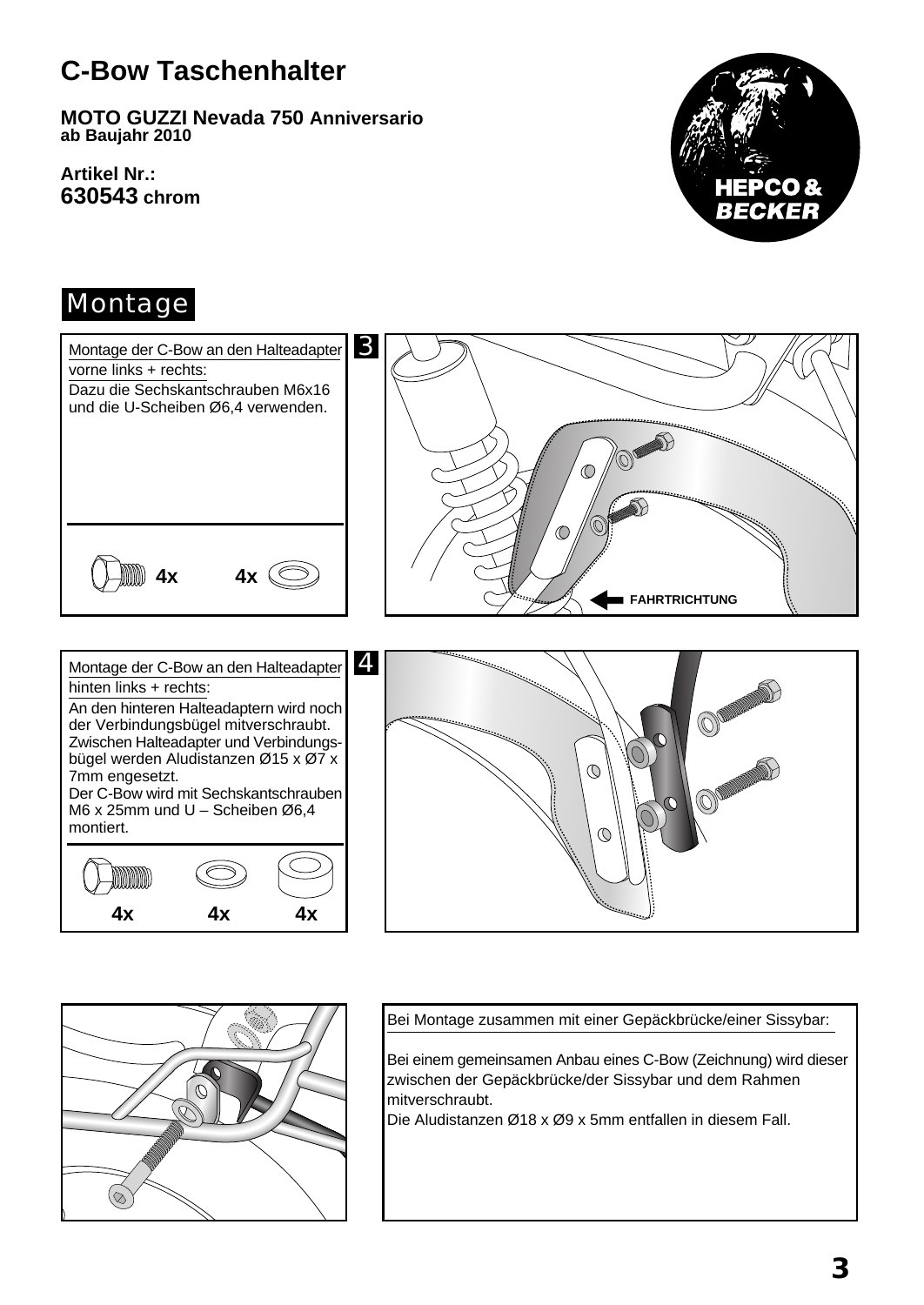# C-Bow Taschenhalter

**MOTO GUZZI Nevada 750 Anniversario**
**ab Baujahr 2010**

**Artikel Nr.:**
**630543 chrom**

## Montage

### 3

Montage der C-Bow an den Halteadapter vorne links + rechts:

Dazu die Sechskantschrauben M6x16 und die U-Scheiben Ø6,4 verwenden.

4x 4x

FAHRTRICHTUNG

### 4

Montage der C-Bow an den Halteadapter hinten links + rechts:

An den hinteren Halteadaptern wird noch der Verbindungsbügel mitverschraubt. Zwischen Halteadapter und Verbindungsbügel werden Aludistanzen Ø15 x Ø7 x 7mm engesetzt.
Der C-Bow wird mit Sechskantschrauben M6 x 25mm und U – Scheiben Ø6,4 montiert.

4x 4x 4x

Bei Montage zusammen mit einer Gepäckbrücke/einer Sissybar:

Bei einem gemeinsamen Anbau eines C-Bow (Zeichnung) wird dieser zwischen der Gepäckbrücke/der Sissybar und dem Rahmen mitverschraubt.
Die Aludistanzen Ø18 x Ø9 x 5mm entfallen in diesem Fall.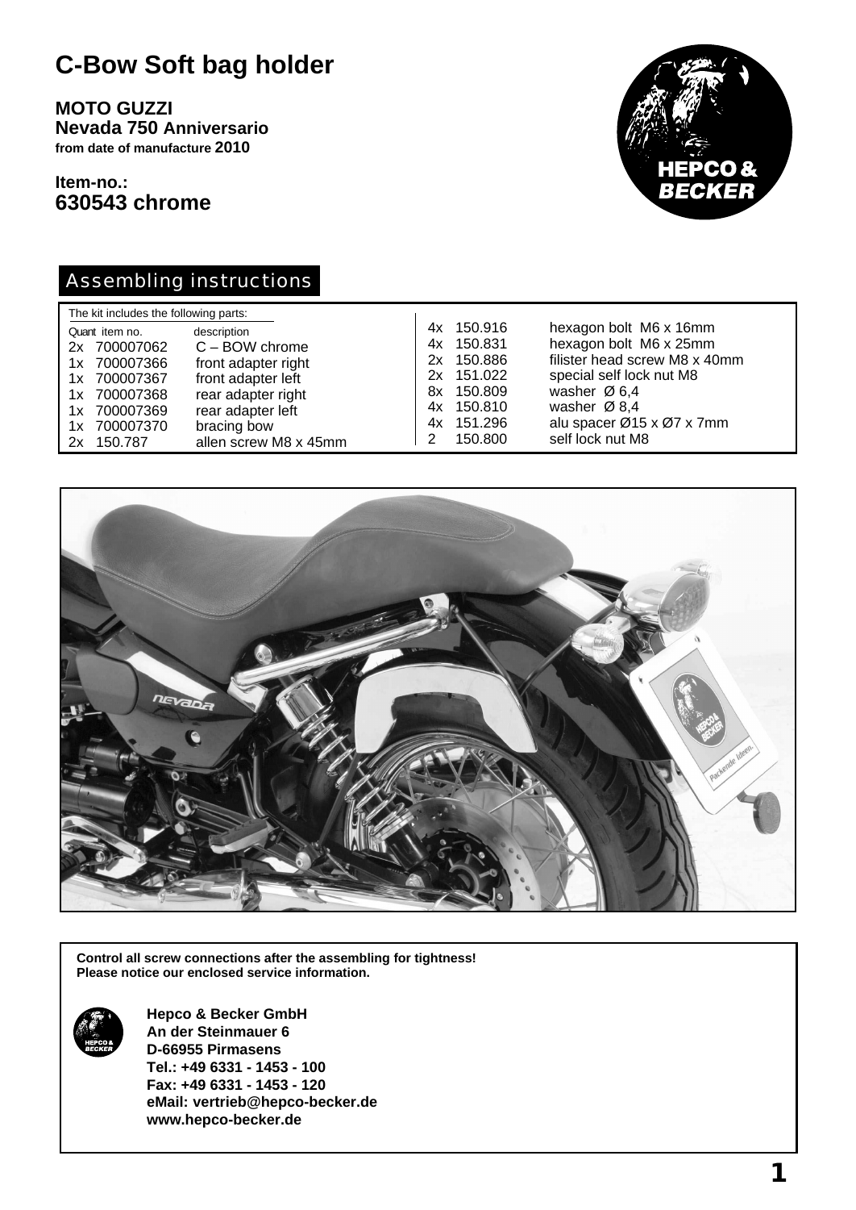# C-Bow Soft bag holder

**MOTO GUZZI**
**Nevada 750 Anniversario**
**from date of manufacture 2010**

**Item-no.:**
**630543 chrome**

## Assembling instructions

The kit includes the following parts:

| Quant | item no. | description |
|---|---|---|
| 2x | 700007062 | C – BOW chrome |
| 1x | 700007366 | front adapter right |
| 1x | 700007367 | front adapter left |
| 1x | 700007368 | rear adapter right |
| 1x | 700007369 | rear adapter left |
| 1x | 700007370 | bracing bow |
| 2x | 150.787 | allen screw M8 x 45mm |
| 4x | 150.916 | hexagon bolt M6 x 16mm |
| 4x | 150.831 | hexagon bolt M6 x 25mm |
| 2x | 150.886 | filister head screw M8 x 40mm |
| 2x | 151.022 | special self lock nut M8 |
| 8x | 150.809 | washer Ø 6,4 |
| 4x | 150.810 | washer Ø 8,4 |
| 4x | 151.296 | alu spacer Ø15 x Ø7 x 7mm |
| 2 | 150.800 | self lock nut M8 |

**Control all screw connections after the assembling for tightness!**
**Please notice our enclosed service information.**

**Hepco & Becker GmbH**
**An der Steinmauer 6**
**D-66955 Pirmasens**
**Tel.: +49 6331 - 1453 - 100**
**Fax: +49 6331 - 1453 - 120**
**eMail: vertrieb@hepco-becker.de**
**www.hepco-becker.de**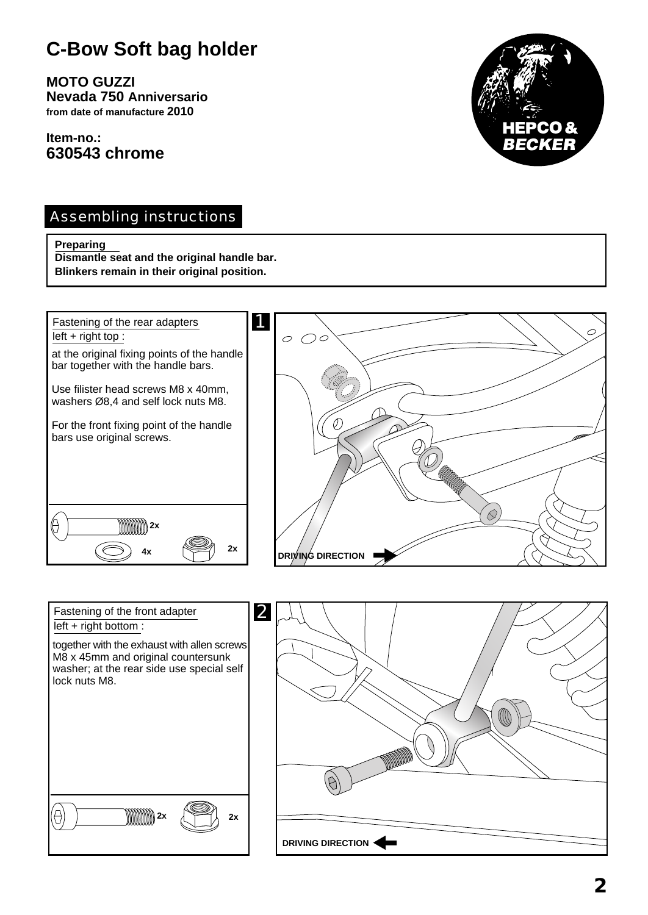# C-Bow Soft bag holder

**MOTO GUZZI**
**Nevada 750 Anniversario**
**from date of manufacture 2010**

**Item-no.:**
**630543 chrome**

HEPCO & BECKER

## Assembling instructions

**Preparing**
**Dismantle seat and the original handle bar.**
**Blinkers remain in their original position.**

### 1

Fastening of the rear adapters
left + right top :

at the original fixing points of the handle bar together with the handle bars.

Use filister head screws M8 x 40mm, washers Ø8,4 and self lock nuts M8.

For the front fixing point of the handle bars use original screws.

2x
4x
2x

DRIVING DIRECTION

### 2

Fastening of the front adapter
left + right bottom :

together with the exhaust with allen screws M8 x 45mm and original countersunk washer; at the rear side use special self lock nuts M8.

2x
2x

DRIVING DIRECTION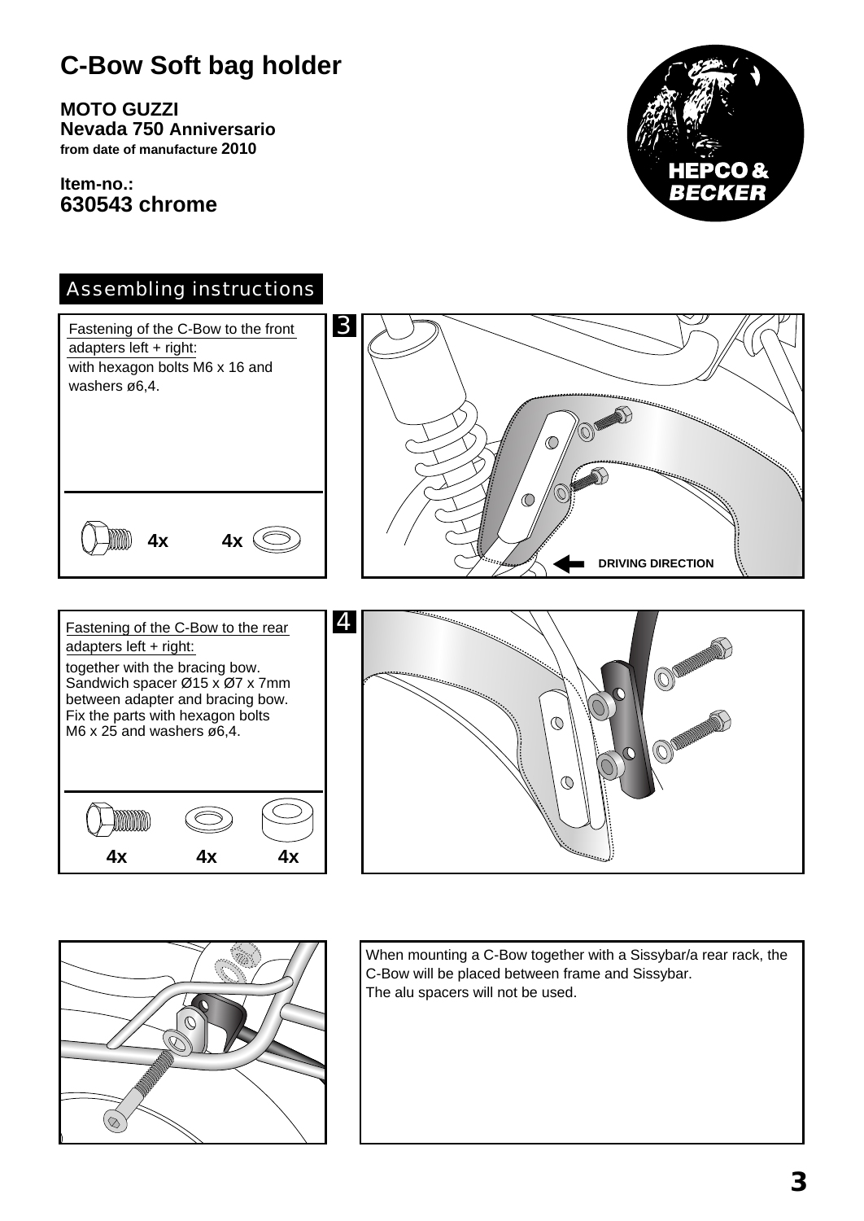# C-Bow Soft bag holder

**MOTO GUZZI**
**Nevada 750 Anniversario**
**from date of manufacture 2010**

**Item-no.:**
**630543 chrome**

HEPCO & BECKER

## Assembling instructions

**3**

Fastening of the C-Bow to the front adapters left + right:
with hexagon bolts M6 x 16 and washers ø6,4.

4x 4x

DRIVING DIRECTION

**4**

Fastening of the C-Bow to the rear adapters left + right:
together with the bracing bow. Sandwich spacer Ø15 x Ø7 x 7mm between adapter and bracing bow. Fix the parts with hexagon bolts M6 x 25 and washers ø6,4.

4x 4x 4x

When mounting a C-Bow together with a Sissybar/a rear rack, the C-Bow will be placed between frame and Sissybar.
The alu spacers will not be used.